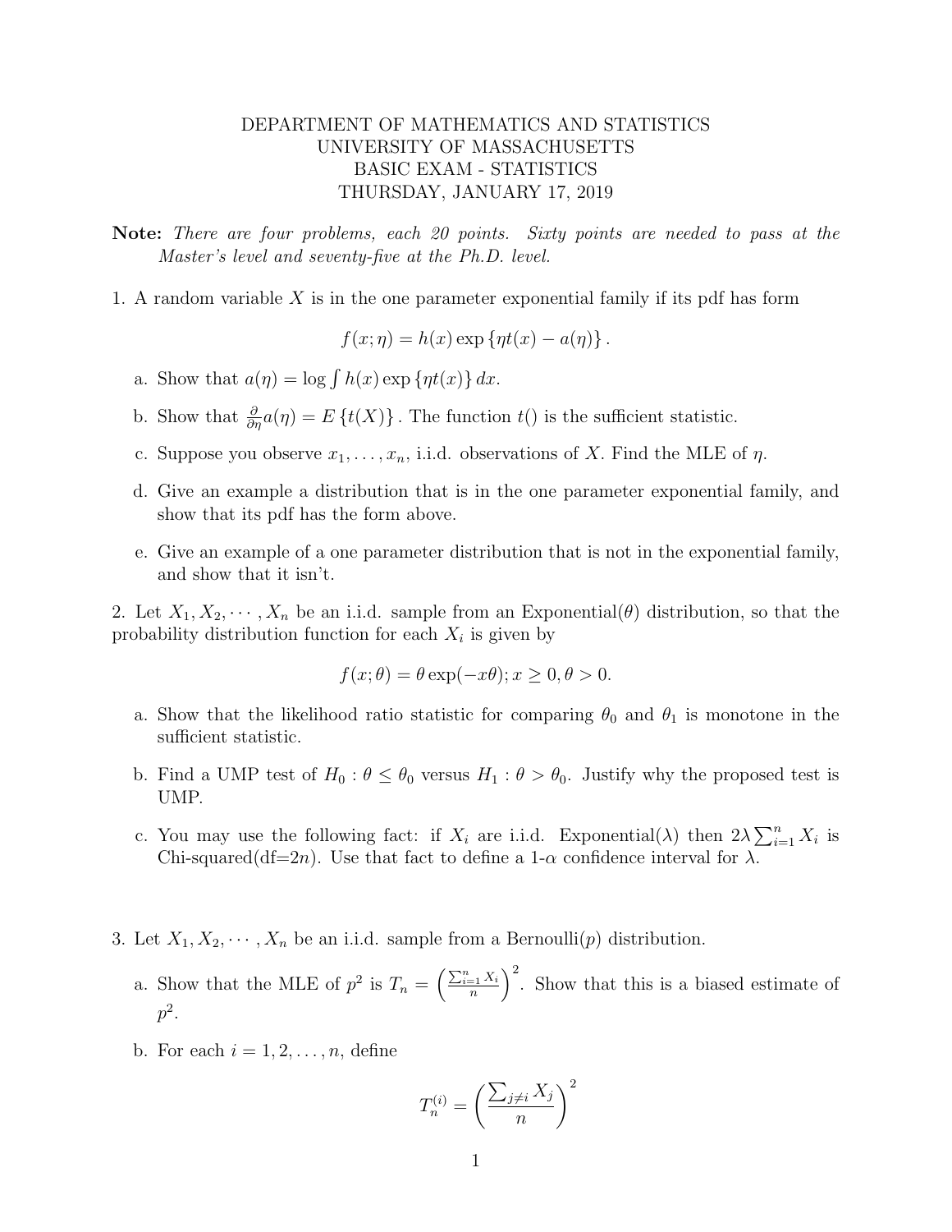DEPARTMENT OF MATHEMATICS AND STATISTICS
UNIVERSITY OF MASSACHUSETTS
BASIC EXAM - STATISTICS
THURSDAY, JANUARY 17, 2019

**Note:** *There are four problems, each 20 points. Sixty points are needed to pass at the Master's level and seventy-five at the Ph.D. level.*

1. A random variable $X$ is in the one parameter exponential family if its pdf has form

$$f(x;\eta) = h(x)\exp\{\eta t(x) - a(\eta)\}.$$

a. Show that $a(\eta) = \log \int h(x)\exp\{\eta t(x)\}\,dx$.

b. Show that $\frac{\partial}{\partial \eta} a(\eta) = E\{t(X)\}$. The function $t()$ is the sufficient statistic.

c. Suppose you observe $x_1, \ldots, x_n$, i.i.d. observations of $X$. Find the MLE of $\eta$.

d. Give an example a distribution that is in the one parameter exponential family, and show that its pdf has the form above.

e. Give an example of a one parameter distribution that is not in the exponential family, and show that it isn't.

2. Let $X_1, X_2, \cdots, X_n$ be an i.i.d. sample from an Exponential($\theta$) distribution, so that the probability distribution function for each $X_i$ is given by

$$f(x;\theta) = \theta \exp(-x\theta); x \geq 0, \theta > 0.$$

a. Show that the likelihood ratio statistic for comparing $\theta_0$ and $\theta_1$ is monotone in the sufficient statistic.

b. Find a UMP test of $H_0 : \theta \leq \theta_0$ versus $H_1 : \theta > \theta_0$. Justify why the proposed test is UMP.

c. You may use the following fact: if $X_i$ are i.i.d. Exponential($\lambda$) then $2\lambda \sum_{i=1}^n X_i$ is Chi-squared(df=$2n$). Use that fact to define a 1-$\alpha$ confidence interval for $\lambda$.

3. Let $X_1, X_2, \cdots, X_n$ be an i.i.d. sample from a Bernoulli($p$) distribution.

a. Show that the MLE of $p^2$ is $T_n = \left(\frac{\sum_{i=1}^n X_i}{n}\right)^2$. Show that this is a biased estimate of $p^2$.

b. For each $i = 1, 2, \ldots, n$, define

$$T_n^{(i)} = \left(\frac{\sum_{j \neq i} X_j}{n}\right)^2$$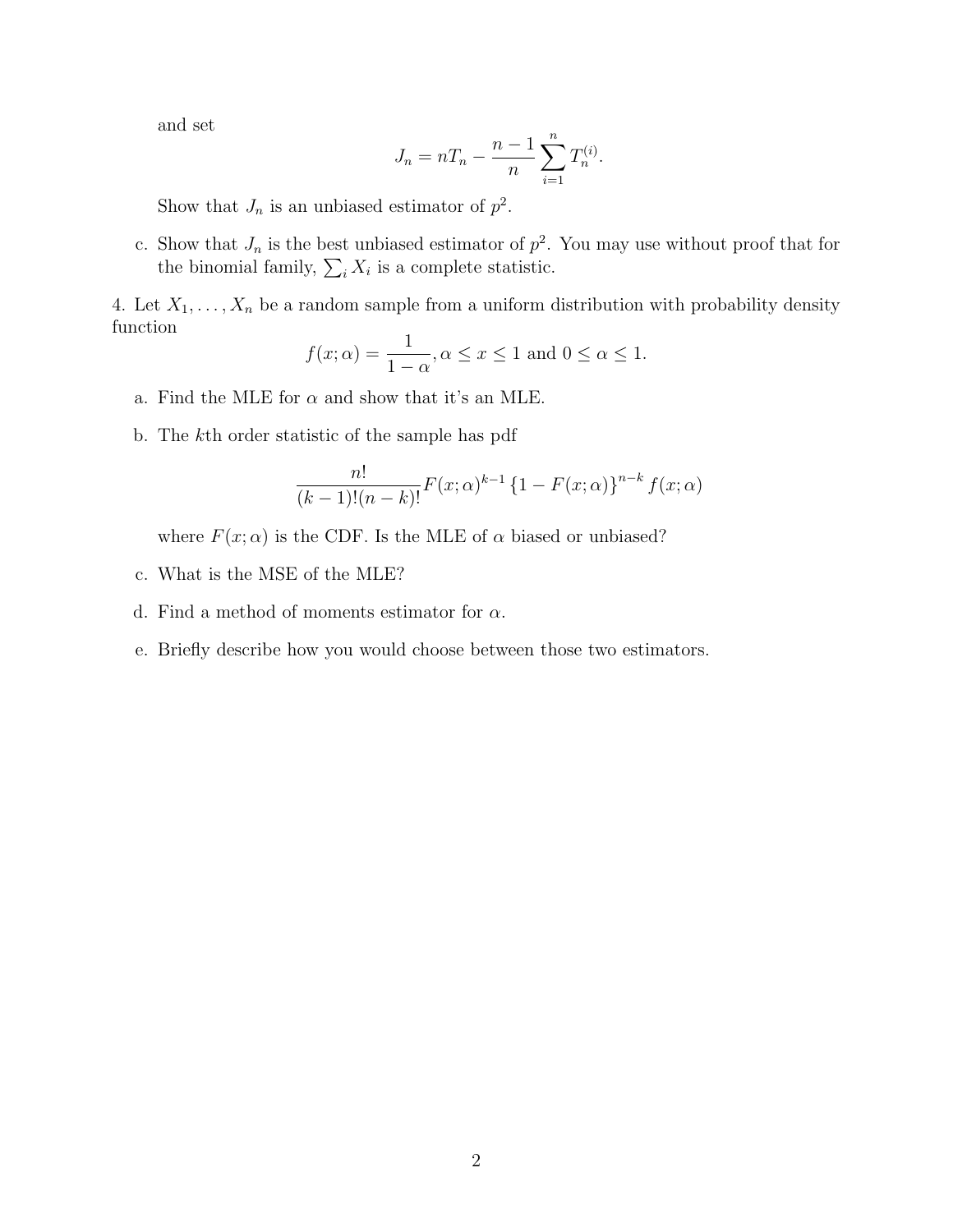and set

$$J_n = nT_n - \frac{n-1}{n}\sum_{i=1}^{n} T_n^{(i)}.$$

Show that $J_n$ is an unbiased estimator of $p^2$.

c. Show that $J_n$ is the best unbiased estimator of $p^2$. You may use without proof that for the binomial family, $\sum_i X_i$ is a complete statistic.

4. Let $X_1, \ldots, X_n$ be a random sample from a uniform distribution with probability density function

$$f(x;\alpha) = \frac{1}{1-\alpha}, \alpha \leq x \leq 1 \text{ and } 0 \leq \alpha \leq 1.$$

a. Find the MLE for $\alpha$ and show that it's an MLE.

b. The $k$th order statistic of the sample has pdf

$$\frac{n!}{(k-1)!(n-k)!}F(x;\alpha)^{k-1}\left\{1 - F(x;\alpha)\right\}^{n-k} f(x;\alpha)$$

where $F(x;\alpha)$ is the CDF. Is the MLE of $\alpha$ biased or unbiased?

c. What is the MSE of the MLE?

d. Find a method of moments estimator for $\alpha$.

e. Briefly describe how you would choose between those two estimators.